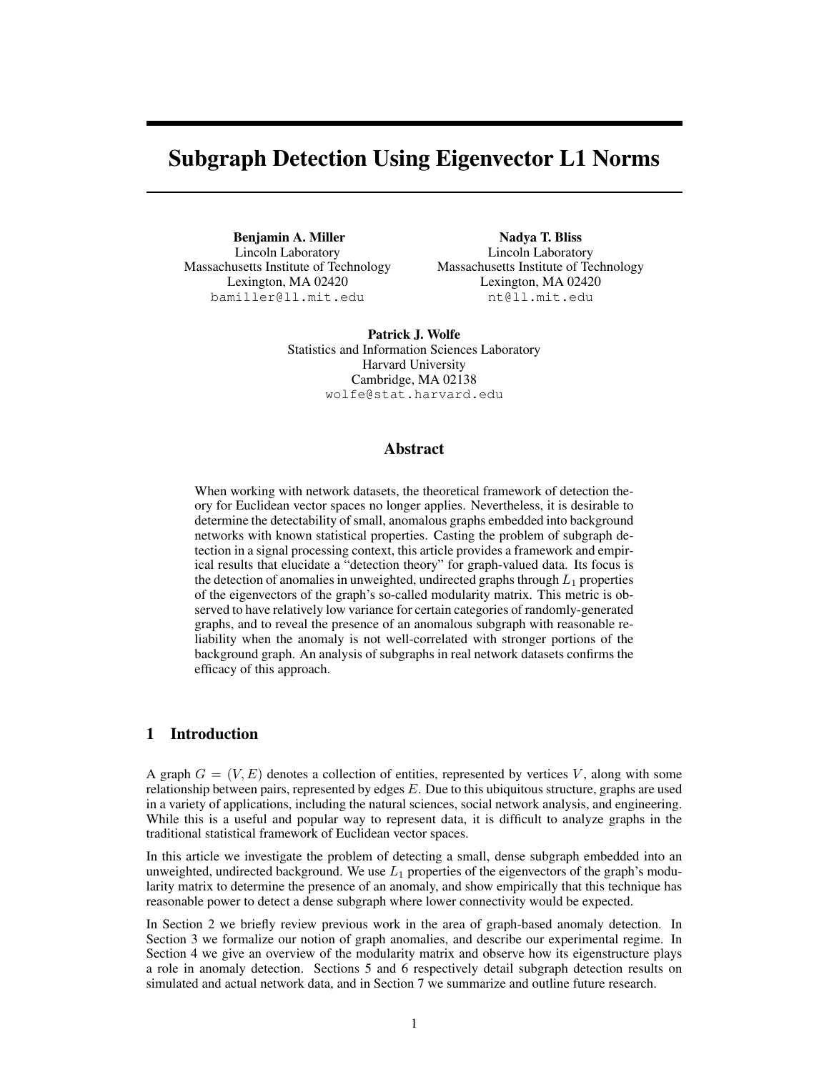# Subgraph Detection Using Eigenvector L1 Norms

**Benjamin A. Miller**
Lincoln Laboratory
Massachusetts Institute of Technology
Lexington, MA 02420
bamiller@ll.mit.edu

**Nadya T. Bliss**
Lincoln Laboratory
Massachusetts Institute of Technology
Lexington, MA 02420
nt@ll.mit.edu

**Patrick J. Wolfe**
Statistics and Information Sciences Laboratory
Harvard University
Cambridge, MA 02138
wolfe@stat.harvard.edu

## Abstract

When working with network datasets, the theoretical framework of detection theory for Euclidean vector spaces no longer applies. Nevertheless, it is desirable to determine the detectability of small, anomalous graphs embedded into background networks with known statistical properties. Casting the problem of subgraph detection in a signal processing context, this article provides a framework and empirical results that elucidate a "detection theory" for graph-valued data. Its focus is the detection of anomalies in unweighted, undirected graphs through $L_1$ properties of the eigenvectors of the graph's so-called modularity matrix. This metric is observed to have relatively low variance for certain categories of randomly-generated graphs, and to reveal the presence of an anomalous subgraph with reasonable reliability when the anomaly is not well-correlated with stronger portions of the background graph. An analysis of subgraphs in real network datasets confirms the efficacy of this approach.

## 1 Introduction

A graph $G = (V, E)$ denotes a collection of entities, represented by vertices $V$, along with some relationship between pairs, represented by edges $E$. Due to this ubiquitous structure, graphs are used in a variety of applications, including the natural sciences, social network analysis, and engineering. While this is a useful and popular way to represent data, it is difficult to analyze graphs in the traditional statistical framework of Euclidean vector spaces.

In this article we investigate the problem of detecting a small, dense subgraph embedded into an unweighted, undirected background. We use $L_1$ properties of the eigenvectors of the graph's modularity matrix to determine the presence of an anomaly, and show empirically that this technique has reasonable power to detect a dense subgraph where lower connectivity would be expected.

In Section 2 we briefly review previous work in the area of graph-based anomaly detection. In Section 3 we formalize our notion of graph anomalies, and describe our experimental regime. In Section 4 we give an overview of the modularity matrix and observe how its eigenstructure plays a role in anomaly detection. Sections 5 and 6 respectively detail subgraph detection results on simulated and actual network data, and in Section 7 we summarize and outline future research.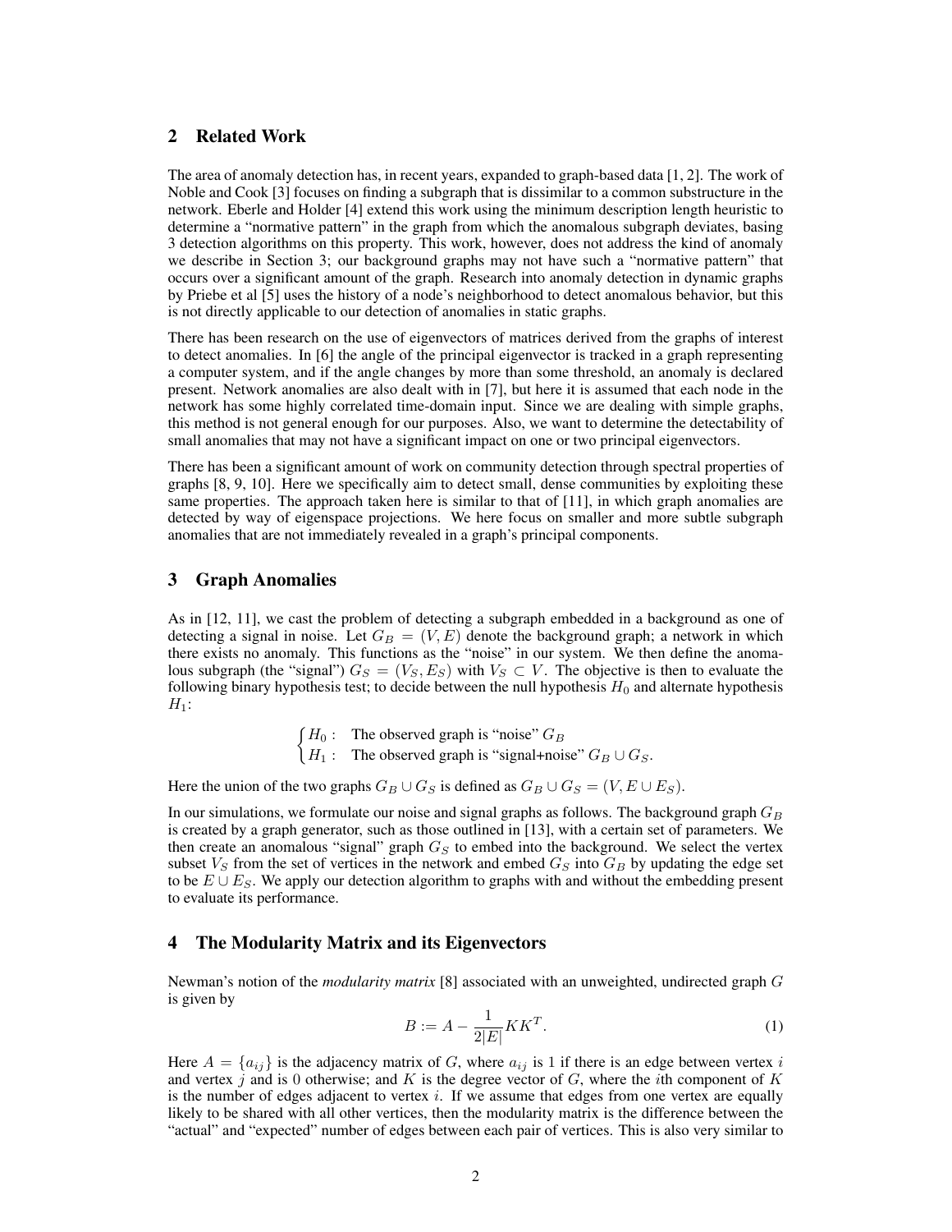## 2 Related Work

The area of anomaly detection has, in recent years, expanded to graph-based data [1, 2]. The work of Noble and Cook [3] focuses on finding a subgraph that is dissimilar to a common substructure in the network. Eberle and Holder [4] extend this work using the minimum description length heuristic to determine a "normative pattern" in the graph from which the anomalous subgraph deviates, basing 3 detection algorithms on this property. This work, however, does not address the kind of anomaly we describe in Section 3; our background graphs may not have such a "normative pattern" that occurs over a significant amount of the graph. Research into anomaly detection in dynamic graphs by Priebe et al [5] uses the history of a node's neighborhood to detect anomalous behavior, but this is not directly applicable to our detection of anomalies in static graphs.

There has been research on the use of eigenvectors of matrices derived from the graphs of interest to detect anomalies. In [6] the angle of the principal eigenvector is tracked in a graph representing a computer system, and if the angle changes by more than some threshold, an anomaly is declared present. Network anomalies are also dealt with in [7], but here it is assumed that each node in the network has some highly correlated time-domain input. Since we are dealing with simple graphs, this method is not general enough for our purposes. Also, we want to determine the detectability of small anomalies that may not have a significant impact on one or two principal eigenvectors.

There has been a significant amount of work on community detection through spectral properties of graphs [8, 9, 10]. Here we specifically aim to detect small, dense communities by exploiting these same properties. The approach taken here is similar to that of [11], in which graph anomalies are detected by way of eigenspace projections. We here focus on smaller and more subtle subgraph anomalies that are not immediately revealed in a graph's principal components.

## 3 Graph Anomalies

As in [12, 11], we cast the problem of detecting a subgraph embedded in a background as one of detecting a signal in noise. Let $G_B = (V, E)$ denote the background graph; a network in which there exists no anomaly. This functions as the "noise" in our system. We then define the anomalous subgraph (the "signal") $G_S = (V_S, E_S)$ with $V_S \subset V$. The objective is then to evaluate the following binary hypothesis test; to decide between the null hypothesis $H_0$ and alternate hypothesis $H_1$:

$$\begin{cases} H_0: & \text{The observed graph is "noise" } G_B \\ H_1: & \text{The observed graph is "signal+noise" } G_B \cup G_S. \end{cases}$$

Here the union of the two graphs $G_B \cup G_S$ is defined as $G_B \cup G_S = (V, E \cup E_S)$.

In our simulations, we formulate our noise and signal graphs as follows. The background graph $G_B$ is created by a graph generator, such as those outlined in [13], with a certain set of parameters. We then create an anomalous "signal" graph $G_S$ to embed into the background. We select the vertex subset $V_S$ from the set of vertices in the network and embed $G_S$ into $G_B$ by updating the edge set to be $E \cup E_S$. We apply our detection algorithm to graphs with and without the embedding present to evaluate its performance.

## 4 The Modularity Matrix and its Eigenvectors

Newman's notion of the *modularity matrix* [8] associated with an unweighted, undirected graph $G$ is given by

$$B := A - \frac{1}{2|E|} K K^T. \tag{1}$$

Here $A = \{a_{ij}\}$ is the adjacency matrix of $G$, where $a_{ij}$ is 1 if there is an edge between vertex $i$ and vertex $j$ and is 0 otherwise; and $K$ is the degree vector of $G$, where the $i$th component of $K$ is the number of edges adjacent to vertex $i$. If we assume that edges from one vertex are equally likely to be shared with all other vertices, then the modularity matrix is the difference between the "actual" and "expected" number of edges between each pair of vertices. This is also very similar to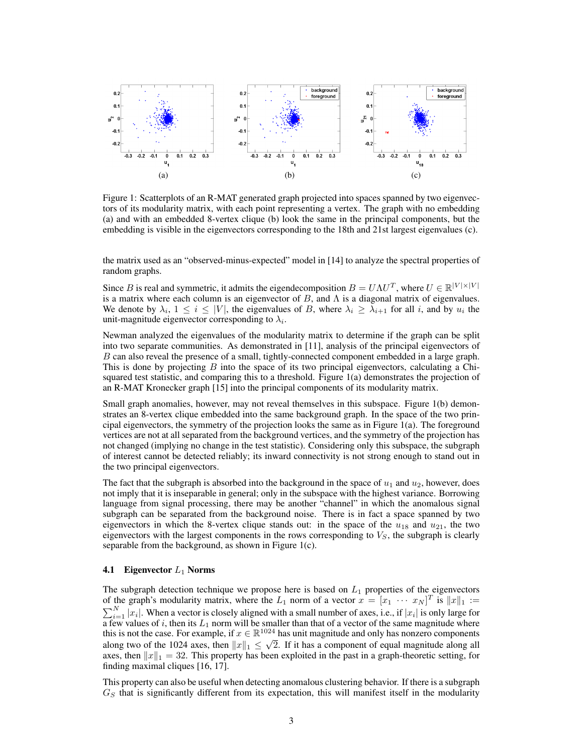Figure 1: Scatterplots of an R-MAT generated graph projected into spaces spanned by two eigenvectors of its modularity matrix, with each point representing a vertex. The graph with no embedding (a) and with an embedded 8-vertex clique (b) look the same in the principal components, but the embedding is visible in the eigenvectors corresponding to the 18th and 21st largest eigenvalues (c).

the matrix used as an "observed-minus-expected" model in [14] to analyze the spectral properties of random graphs.

Since $B$ is real and symmetric, it admits the eigendecomposition $B = U\Lambda U^T$, where $U \in \mathbb{R}^{|V|\times|V|}$ is a matrix where each column is an eigenvector of $B$, and $\Lambda$ is a diagonal matrix of eigenvalues. We denote by $\lambda_i$, $1 \le i \le |V|$, the eigenvalues of $B$, where $\lambda_i \ge \lambda_{i+1}$ for all $i$, and by $u_i$ the unit-magnitude eigenvector corresponding to $\lambda_i$.

Newman analyzed the eigenvalues of the modularity matrix to determine if the graph can be split into two separate communities. As demonstrated in [11], analysis of the principal eigenvectors of $B$ can also reveal the presence of a small, tightly-connected component embedded in a large graph. This is done by projecting $B$ into the space of its two principal eigenvectors, calculating a Chi-squared test statistic, and comparing this to a threshold. Figure 1(a) demonstrates the projection of an R-MAT Kronecker graph [15] into the principal components of its modularity matrix.

Small graph anomalies, however, may not reveal themselves in this subspace. Figure 1(b) demonstrates an 8-vertex clique embedded into the same background graph. In the space of the two principal eigenvectors, the symmetry of the projection looks the same as in Figure 1(a). The foreground vertices are not at all separated from the background vertices, and the symmetry of the projection has not changed (implying no change in the test statistic). Considering only this subspace, the subgraph of interest cannot be detected reliably; its inward connectivity is not strong enough to stand out in the two principal eigenvectors.

The fact that the subgraph is absorbed into the background in the space of $u_1$ and $u_2$, however, does not imply that it is inseparable in general; only in the subspace with the highest variance. Borrowing language from signal processing, there may be another "channel" in which the anomalous signal subgraph can be separated from the background noise. There is in fact a space spanned by two eigenvectors in which the 8-vertex clique stands out: in the space of the $u_{18}$ and $u_{21}$, the two eigenvectors with the largest components in the rows corresponding to $V_S$, the subgraph is clearly separable from the background, as shown in Figure 1(c).

### 4.1 Eigenvector $L_1$ Norms

The subgraph detection technique we propose here is based on $L_1$ properties of the eigenvectors of the graph's modularity matrix, where the $L_1$ norm of a vector $x = [x_1 \; \cdots \; x_N]^T$ is $\|x\|_1 := \sum_{i=1}^{N} |x_i|$. When a vector is closely aligned with a small number of axes, i.e., if $|x_i|$ is only large for a few values of $i$, then its $L_1$ norm will be smaller than that of a vector of the same magnitude where this is not the case. For example, if $x \in \mathbb{R}^{1024}$ has unit magnitude and only has nonzero components along two of the 1024 axes, then $\|x\|_1 \le \sqrt{2}$. If it has a component of equal magnitude along all axes, then $\|x\|_1 = 32$. This property has been exploited in the past in a graph-theoretic setting, for finding maximal cliques [16, 17].

This property can also be useful when detecting anomalous clustering behavior. If there is a subgraph $G_S$ that is significantly different from its expectation, this will manifest itself in the modularity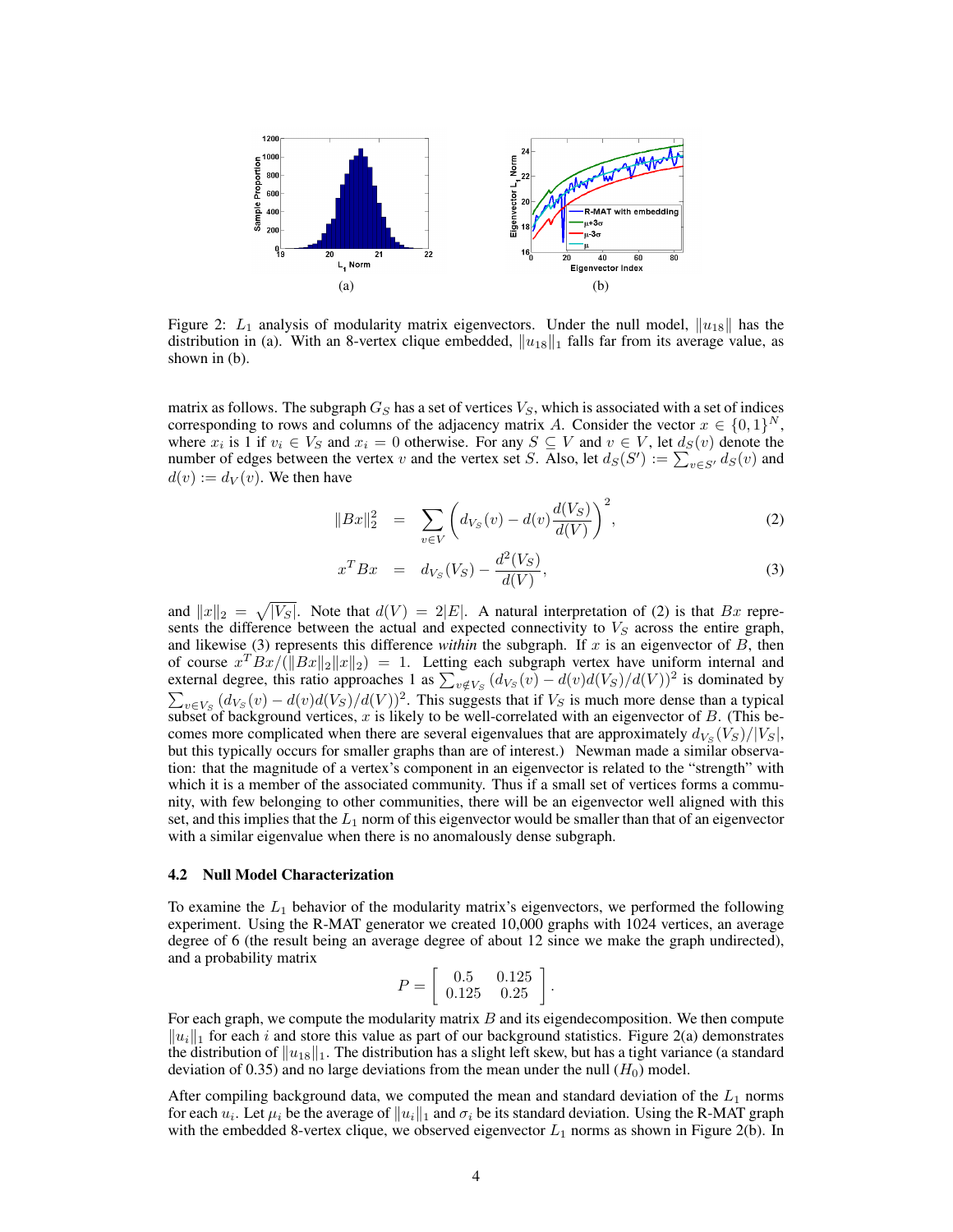Figure 2: $L_1$ analysis of modularity matrix eigenvectors. Under the null model, $\|u_{18}\|$ has the distribution in (a). With an 8-vertex clique embedded, $\|u_{18}\|_1$ falls far from its average value, as shown in (b).

matrix as follows. The subgraph $G_S$ has a set of vertices $V_S$, which is associated with a set of indices corresponding to rows and columns of the adjacency matrix $A$. Consider the vector $x \in \{0,1\}^N$, where $x_i$ is 1 if $v_i \in V_S$ and $x_i = 0$ otherwise. For any $S \subseteq V$ and $v \in V$, let $d_S(v)$ denote the number of edges between the vertex $v$ and the vertex set $S$. Also, let $d_S(S') := \sum_{v \in S'} d_S(v)$ and $d(v) := d_V(v)$. We then have

$$\|Bx\|_2^2 = \sum_{v \in V} \left( d_{V_S}(v) - d(v)\frac{d(V_S)}{d(V)} \right)^2, \tag{2}$$

$$x^T Bx = d_{V_S}(V_S) - \frac{d^2(V_S)}{d(V)}, \tag{3}$$

and $\|x\|_2 = \sqrt{|V_S|}$. Note that $d(V) = 2|E|$. A natural interpretation of (2) is that $Bx$ represents the difference between the actual and expected connectivity to $V_S$ across the entire graph, and likewise (3) represents this difference *within* the subgraph. If $x$ is an eigenvector of $B$, then of course $x^T Bx/(\|Bx\|_2 \|x\|_2) = 1$. Letting each subgraph vertex have uniform internal and external degree, this ratio approaches 1 as $\sum_{v \notin V_S} (d_{V_S}(v) - d(v)d(V_S)/d(V))^2$ is dominated by $\sum_{v \in V_S} (d_{V_S}(v) - d(v)d(V_S)/d(V))^2$. This suggests that if $V_S$ is much more dense than a typical subset of background vertices, $x$ is likely to be well-correlated with an eigenvector of $B$. (This becomes more complicated when there are several eigenvalues that are approximately $d_{V_S}(V_S)/|V_S|$, but this typically occurs for smaller graphs than are of interest.) Newman made a similar observation: that the magnitude of a vertex's component in an eigenvector is related to the "strength" with which it is a member of the associated community. Thus if a small set of vertices forms a community, with few belonging to other communities, there will be an eigenvector well aligned with this set, and this implies that the $L_1$ norm of this eigenvector would be smaller than that of an eigenvector with a similar eigenvalue when there is no anomalously dense subgraph.

### 4.2 Null Model Characterization

To examine the $L_1$ behavior of the modularity matrix's eigenvectors, we performed the following experiment. Using the R-MAT generator we created 10,000 graphs with 1024 vertices, an average degree of 6 (the result being an average degree of about 12 since we make the graph undirected), and a probability matrix

$$P = \begin{bmatrix} 0.5 & 0.125 \\ 0.125 & 0.25 \end{bmatrix}.$$

For each graph, we compute the modularity matrix $B$ and its eigendecomposition. We then compute $\|u_i\|_1$ for each $i$ and store this value as part of our background statistics. Figure 2(a) demonstrates the distribution of $\|u_{18}\|_1$. The distribution has a slight left skew, but has a tight variance (a standard deviation of 0.35) and no large deviations from the mean under the null ($H_0$) model.

After compiling background data, we computed the mean and standard deviation of the $L_1$ norms for each $u_i$. Let $\mu_i$ be the average of $\|u_i\|_1$ and $\sigma_i$ be its standard deviation. Using the R-MAT graph with the embedded 8-vertex clique, we observed eigenvector $L_1$ norms as shown in Figure 2(b). In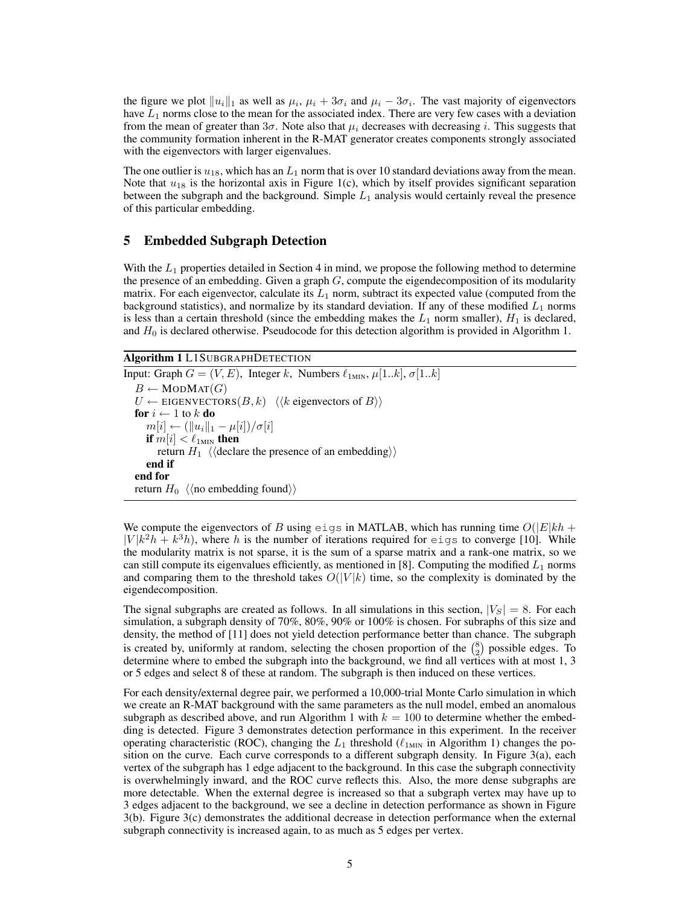the figure we plot $\|u_i\|_1$ as well as $\mu_i$, $\mu_i + 3\sigma_i$ and $\mu_i - 3\sigma_i$. The vast majority of eigenvectors have $L_1$ norms close to the mean for the associated index. There are very few cases with a deviation from the mean of greater than $3\sigma$. Note also that $\mu_i$ decreases with decreasing $i$. This suggests that the community formation inherent in the R-MAT generator creates components strongly associated with the eigenvectors with larger eigenvalues.

The one outlier is $u_{18}$, which has an $L_1$ norm that is over 10 standard deviations away from the mean. Note that $u_{18}$ is the horizontal axis in Figure 1(c), which by itself provides significant separation between the subgraph and the background. Simple $L_1$ analysis would certainly reveal the presence of this particular embedding.

## 5 Embedded Subgraph Detection

With the $L_1$ properties detailed in Section 4 in mind, we propose the following method to determine the presence of an embedding. Given a graph $G$, compute the eigendecomposition of its modularity matrix. For each eigenvector, calculate its $L_1$ norm, subtract its expected value (computed from the background statistics), and normalize by its standard deviation. If any of these modified $L_1$ norms is less than a certain threshold (since the embedding makes the $L_1$ norm smaller), $H_1$ is declared, and $H_0$ is declared otherwise. Pseudocode for this detection algorithm is provided in Algorithm 1.

**Algorithm 1** L1SUBGRAPHDETECTION

```
Input: Graph G = (V, E), Integer k, Numbers ℓ_1MIN, μ[1..k], σ[1..k]
  B ← MODMAT(G)
  U ← EIGENVECTORS(B, k)  ⟨⟨k eigenvectors of B⟩⟩
  for i ← 1 to k do
    m[i] ← (‖u_i‖_1 − μ[i])/σ[i]
    if m[i] < ℓ_1MIN then
      return H_1  ⟨⟨declare the presence of an embedding⟩⟩
    end if
  end for
  return H_0  ⟨⟨no embedding found⟩⟩
```

We compute the eigenvectors of $B$ using `eigs` in MATLAB, which has running time $O(|E|kh + |V|k^2h + k^3h)$, where $h$ is the number of iterations required for `eigs` to converge [10]. While the modularity matrix is not sparse, it is the sum of a sparse matrix and a rank-one matrix, so we can still compute its eigenvalues efficiently, as mentioned in [8]. Computing the modified $L_1$ norms and comparing them to the threshold takes $O(|V|k)$ time, so the complexity is dominated by the eigendecomposition.

The signal subgraphs are created as follows. In all simulations in this section, $|V_S| = 8$. For each simulation, a subgraph density of 70%, 80%, 90% or 100% is chosen. For subraphs of this size and density, the method of [11] does not yield detection performance better than chance. The subgraph is created by, uniformly at random, selecting the chosen proportion of the $\binom{8}{2}$ possible edges. To determine where to embed the subgraph into the background, we find all vertices with at most 1, 3 or 5 edges and select 8 of these at random. The subgraph is then induced on these vertices.

For each density/external degree pair, we performed a 10,000-trial Monte Carlo simulation in which we create an R-MAT background with the same parameters as the null model, embed an anomalous subgraph as described above, and run Algorithm 1 with $k = 100$ to determine whether the embedding is detected. Figure 3 demonstrates detection performance in this experiment. In the receiver operating characteristic (ROC), changing the $L_1$ threshold ($\ell_{1\text{MIN}}$ in Algorithm 1) changes the position on the curve. Each curve corresponds to a different subgraph density. In Figure 3(a), each vertex of the subgraph has 1 edge adjacent to the background. In this case the subgraph connectivity is overwhelmingly inward, and the ROC curve reflects this. Also, the more dense subgraphs are more detectable. When the external degree is increased so that a subgraph vertex may have up to 3 edges adjacent to the background, we see a decline in detection performance as shown in Figure 3(b). Figure 3(c) demonstrates the additional decrease in detection performance when the external subgraph connectivity is increased again, to as much as 5 edges per vertex.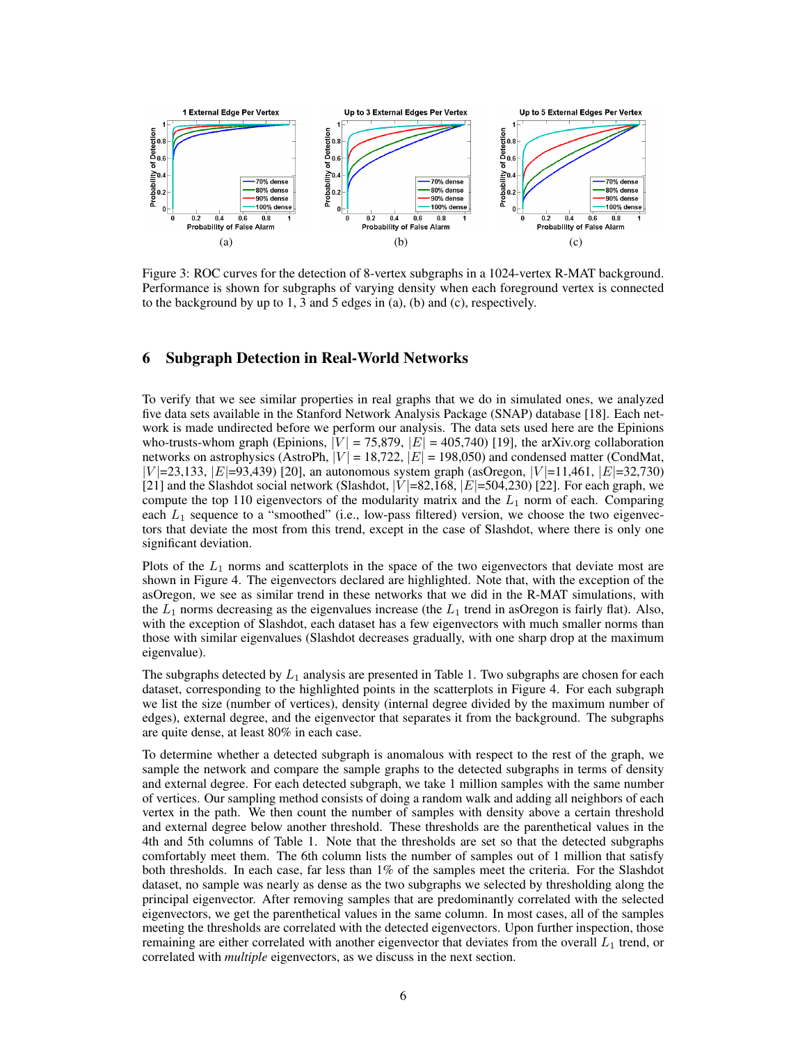Figure 3: ROC curves for the detection of 8-vertex subgraphs in a 1024-vertex R-MAT background. Performance is shown for subgraphs of varying density when each foreground vertex is connected to the background by up to 1, 3 and 5 edges in (a), (b) and (c), respectively.

## 6 Subgraph Detection in Real-World Networks

To verify that we see similar properties in real graphs that we do in simulated ones, we analyzed five data sets available in the Stanford Network Analysis Package (SNAP) database [18]. Each network is made undirected before we perform our analysis. The data sets used here are the Epinions who-trusts-whom graph (Epinions, $|V|$ = 75,879, $|E|$ = 405,740) [19], the arXiv.org collaboration networks on astrophysics (AstroPh, $|V|$ = 18,722, $|E|$ = 198,050) and condensed matter (CondMat, $|V|$=23,133, $|E|$=93,439) [20], an autonomous system graph (asOregon, $|V|$=11,461, $|E|$=32,730) [21] and the Slashdot social network (Slashdot, $|V|$=82,168, $|E|$=504,230) [22]. For each graph, we compute the top 110 eigenvectors of the modularity matrix and the $L_1$ norm of each. Comparing each $L_1$ sequence to a "smoothed" (i.e., low-pass filtered) version, we choose the two eigenvectors that deviate the most from this trend, except in the case of Slashdot, where there is only one significant deviation.

Plots of the $L_1$ norms and scatterplots in the space of the two eigenvectors that deviate most are shown in Figure 4. The eigenvectors declared are highlighted. Note that, with the exception of the asOregon, we see as similar trend in these networks that we did in the R-MAT simulations, with the $L_1$ norms decreasing as the eigenvalues increase (the $L_1$ trend in asOregon is fairly flat). Also, with the exception of Slashdot, each dataset has a few eigenvectors with much smaller norms than those with similar eigenvalues (Slashdot decreases gradually, with one sharp drop at the maximum eigenvalue).

The subgraphs detected by $L_1$ analysis are presented in Table 1. Two subgraphs are chosen for each dataset, corresponding to the highlighted points in the scatterplots in Figure 4. For each subgraph we list the size (number of vertices), density (internal degree divided by the maximum number of edges), external degree, and the eigenvector that separates it from the background. The subgraphs are quite dense, at least 80% in each case.

To determine whether a detected subgraph is anomalous with respect to the rest of the graph, we sample the network and compare the sample graphs to the detected subgraphs in terms of density and external degree. For each detected subgraph, we take 1 million samples with the same number of vertices. Our sampling method consists of doing a random walk and adding all neighbors of each vertex in the path. We then count the number of samples with density above a certain threshold and external degree below another threshold. These thresholds are the parenthetical values in the 4th and 5th columns of Table 1. Note that the thresholds are set so that the detected subgraphs comfortably meet them. The 6th column lists the number of samples out of 1 million that satisfy both thresholds. In each case, far less than 1% of the samples meet the criteria. For the Slashdot dataset, no sample was nearly as dense as the two subgraphs we selected by thresholding along the principal eigenvector. After removing samples that are predominantly correlated with the selected eigenvectors, we get the parenthetical values in the same column. In most cases, all of the samples meeting the thresholds are correlated with the detected eigenvectors. Upon further inspection, those remaining are either correlated with another eigenvector that deviates from the overall $L_1$ trend, or correlated with *multiple* eigenvectors, as we discuss in the next section.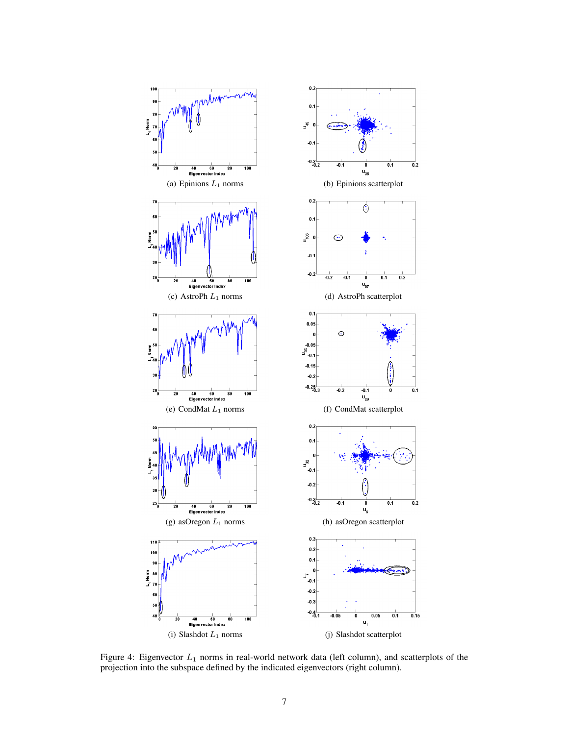(a) Epinions $L_1$ norms

(b) Epinions scatterplot

(c) AstroPh $L_1$ norms

(d) AstroPh scatterplot

(e) CondMat $L_1$ norms

(f) CondMat scatterplot

(g) asOregon $L_1$ norms

(h) asOregon scatterplot

(i) Slashdot $L_1$ norms

(j) Slashdot scatterplot

Figure 4: Eigenvector $L_1$ norms in real-world network data (left column), and scatterplots of the projection into the subspace defined by the indicated eigenvectors (right column).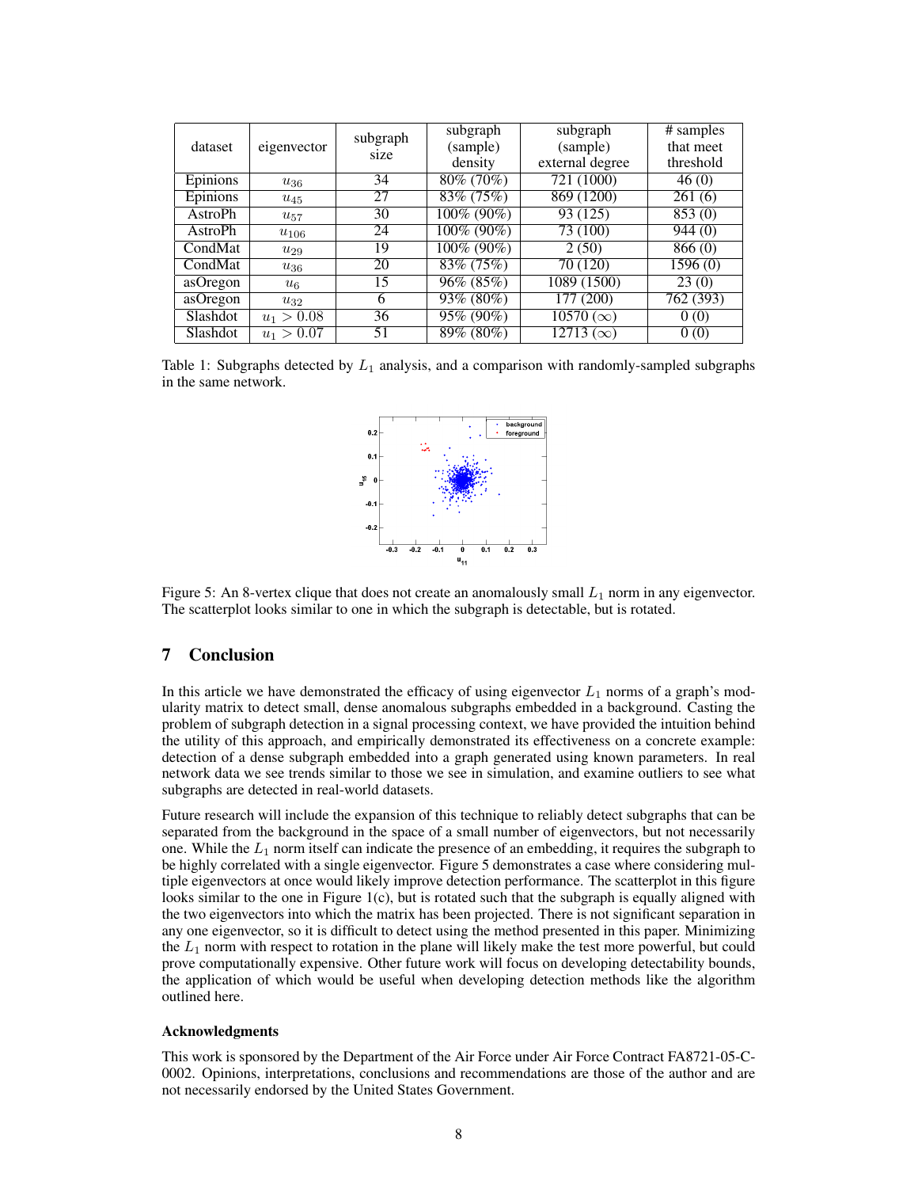| dataset | eigenvector | subgraph size | subgraph (sample) density | subgraph (sample) external degree | # samples that meet threshold |
|---|---|---|---|---|---|
| Epinions | $u_{36}$ | 34 | 80% (70%) | 721 (1000) | 46 (0) |
| Epinions | $u_{45}$ | 27 | 83% (75%) | 869 (1200) | 261 (6) |
| AstroPh | $u_{57}$ | 30 | 100% (90%) | 93 (125) | 853 (0) |
| AstroPh | $u_{106}$ | 24 | 100% (90%) | 73 (100) | 944 (0) |
| CondMat | $u_{29}$ | 19 | 100% (90%) | 2 (50) | 866 (0) |
| CondMat | $u_{36}$ | 20 | 83% (75%) | 70 (120) | 1596 (0) |
| asOregon | $u_6$ | 15 | 96% (85%) | 1089 (1500) | 23 (0) |
| asOregon | $u_{32}$ | 6 | 93% (80%) | 177 (200) | 762 (393) |
| Slashdot | $u_1 > 0.08$ | 36 | 95% (90%) | 10570 ($\infty$) | 0 (0) |
| Slashdot | $u_1 > 0.07$ | 51 | 89% (80%) | 12713 ($\infty$) | 0 (0) |

Table 1: Subgraphs detected by $L_1$ analysis, and a comparison with randomly-sampled subgraphs in the same network.

Figure 5: An 8-vertex clique that does not create an anomalously small $L_1$ norm in any eigenvector. The scatterplot looks similar to one in which the subgraph is detectable, but is rotated.

## 7 Conclusion

In this article we have demonstrated the efficacy of using eigenvector $L_1$ norms of a graph's modularity matrix to detect small, dense anomalous subgraphs embedded in a background. Casting the problem of subgraph detection in a signal processing context, we have provided the intuition behind the utility of this approach, and empirically demonstrated its effectiveness on a concrete example: detection of a dense subgraph embedded into a graph generated using known parameters. In real network data we see trends similar to those we see in simulation, and examine outliers to see what subgraphs are detected in real-world datasets.

Future research will include the expansion of this technique to reliably detect subgraphs that can be separated from the background in the space of a small number of eigenvectors, but not necessarily one. While the $L_1$ norm itself can indicate the presence of an embedding, it requires the subgraph to be highly correlated with a single eigenvector. Figure 5 demonstrates a case where considering multiple eigenvectors at once would likely improve detection performance. The scatterplot in this figure looks similar to the one in Figure 1(c), but is rotated such that the subgraph is equally aligned with the two eigenvectors into which the matrix has been projected. There is not significant separation in any one eigenvector, so it is difficult to detect using the method presented in this paper. Minimizing the $L_1$ norm with respect to rotation in the plane will likely make the test more powerful, but could prove computationally expensive. Other future work will focus on developing detectability bounds, the application of which would be useful when developing detection methods like the algorithm outlined here.

### Acknowledgments

This work is sponsored by the Department of the Air Force under Air Force Contract FA8721-05-C-0002. Opinions, interpretations, conclusions and recommendations are those of the author and are not necessarily endorsed by the United States Government.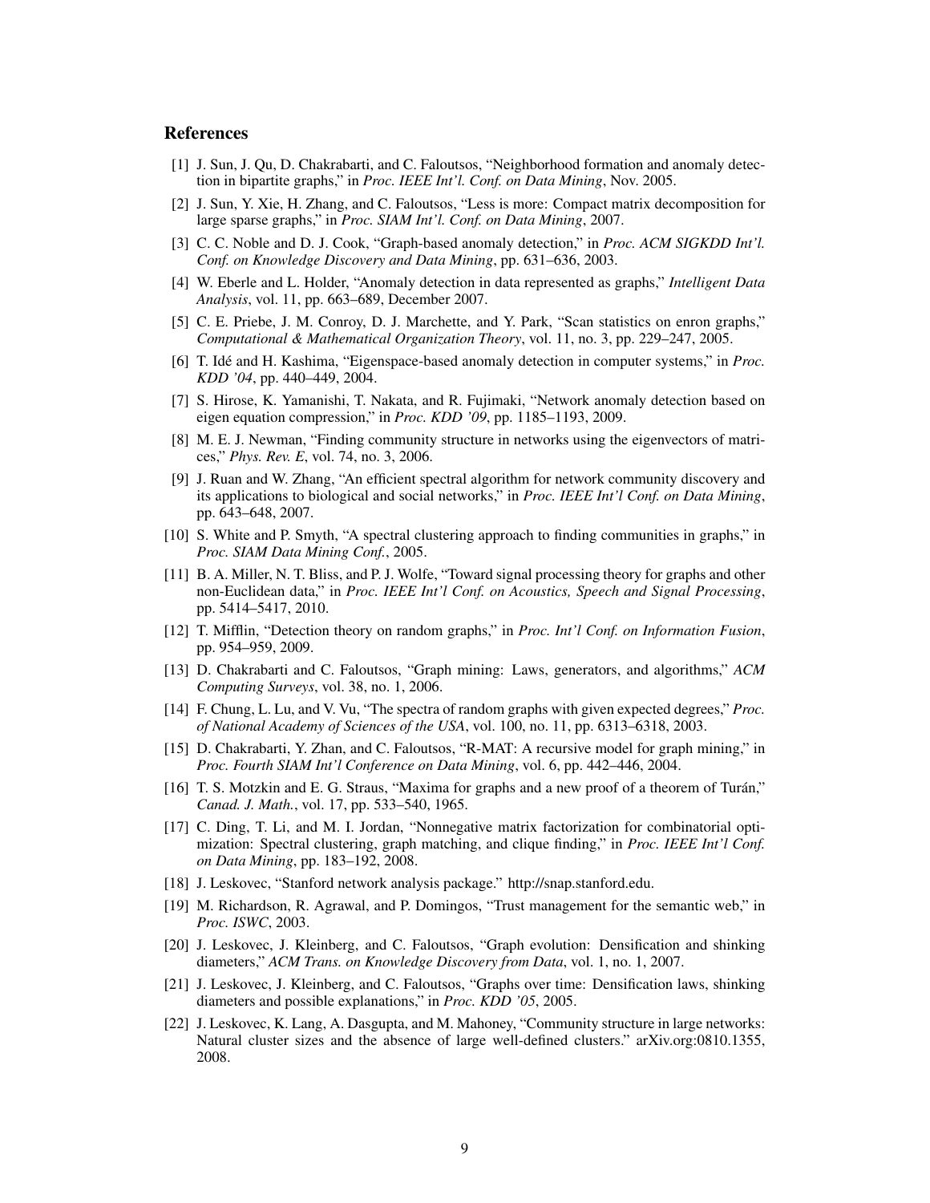## References

[1] J. Sun, J. Qu, D. Chakrabarti, and C. Faloutsos, "Neighborhood formation and anomaly detection in bipartite graphs," in *Proc. IEEE Int'l. Conf. on Data Mining*, Nov. 2005.

[2] J. Sun, Y. Xie, H. Zhang, and C. Faloutsos, "Less is more: Compact matrix decomposition for large sparse graphs," in *Proc. SIAM Int'l. Conf. on Data Mining*, 2007.

[3] C. C. Noble and D. J. Cook, "Graph-based anomaly detection," in *Proc. ACM SIGKDD Int'l. Conf. on Knowledge Discovery and Data Mining*, pp. 631–636, 2003.

[4] W. Eberle and L. Holder, "Anomaly detection in data represented as graphs," *Intelligent Data Analysis*, vol. 11, pp. 663–689, December 2007.

[5] C. E. Priebe, J. M. Conroy, D. J. Marchette, and Y. Park, "Scan statistics on enron graphs," *Computational & Mathematical Organization Theory*, vol. 11, no. 3, pp. 229–247, 2005.

[6] T. Idé and H. Kashima, "Eigenspace-based anomaly detection in computer systems," in *Proc. KDD '04*, pp. 440–449, 2004.

[7] S. Hirose, K. Yamanishi, T. Nakata, and R. Fujimaki, "Network anomaly detection based on eigen equation compression," in *Proc. KDD '09*, pp. 1185–1193, 2009.

[8] M. E. J. Newman, "Finding community structure in networks using the eigenvectors of matrices," *Phys. Rev. E*, vol. 74, no. 3, 2006.

[9] J. Ruan and W. Zhang, "An efficient spectral algorithm for network community discovery and its applications to biological and social networks," in *Proc. IEEE Int'l Conf. on Data Mining*, pp. 643–648, 2007.

[10] S. White and P. Smyth, "A spectral clustering approach to finding communities in graphs," in *Proc. SIAM Data Mining Conf.*, 2005.

[11] B. A. Miller, N. T. Bliss, and P. J. Wolfe, "Toward signal processing theory for graphs and other non-Euclidean data," in *Proc. IEEE Int'l Conf. on Acoustics, Speech and Signal Processing*, pp. 5414–5417, 2010.

[12] T. Mifflin, "Detection theory on random graphs," in *Proc. Int'l Conf. on Information Fusion*, pp. 954–959, 2009.

[13] D. Chakrabarti and C. Faloutsos, "Graph mining: Laws, generators, and algorithms," *ACM Computing Surveys*, vol. 38, no. 1, 2006.

[14] F. Chung, L. Lu, and V. Vu, "The spectra of random graphs with given expected degrees," *Proc. of National Academy of Sciences of the USA*, vol. 100, no. 11, pp. 6313–6318, 2003.

[15] D. Chakrabarti, Y. Zhan, and C. Faloutsos, "R-MAT: A recursive model for graph mining," in *Proc. Fourth SIAM Int'l Conference on Data Mining*, vol. 6, pp. 442–446, 2004.

[16] T. S. Motzkin and E. G. Straus, "Maxima for graphs and a new proof of a theorem of Turán," *Canad. J. Math.*, vol. 17, pp. 533–540, 1965.

[17] C. Ding, T. Li, and M. I. Jordan, "Nonnegative matrix factorization for combinatorial optimization: Spectral clustering, graph matching, and clique finding," in *Proc. IEEE Int'l Conf. on Data Mining*, pp. 183–192, 2008.

[18] J. Leskovec, "Stanford network analysis package." http://snap.stanford.edu.

[19] M. Richardson, R. Agrawal, and P. Domingos, "Trust management for the semantic web," in *Proc. ISWC*, 2003.

[20] J. Leskovec, J. Kleinberg, and C. Faloutsos, "Graph evolution: Densification and shinking diameters," *ACM Trans. on Knowledge Discovery from Data*, vol. 1, no. 1, 2007.

[21] J. Leskovec, J. Kleinberg, and C. Faloutsos, "Graphs over time: Densification laws, shinking diameters and possible explanations," in *Proc. KDD '05*, 2005.

[22] J. Leskovec, K. Lang, A. Dasgupta, and M. Mahoney, "Community structure in large networks: Natural cluster sizes and the absence of large well-defined clusters." arXiv.org:0810.1355, 2008.